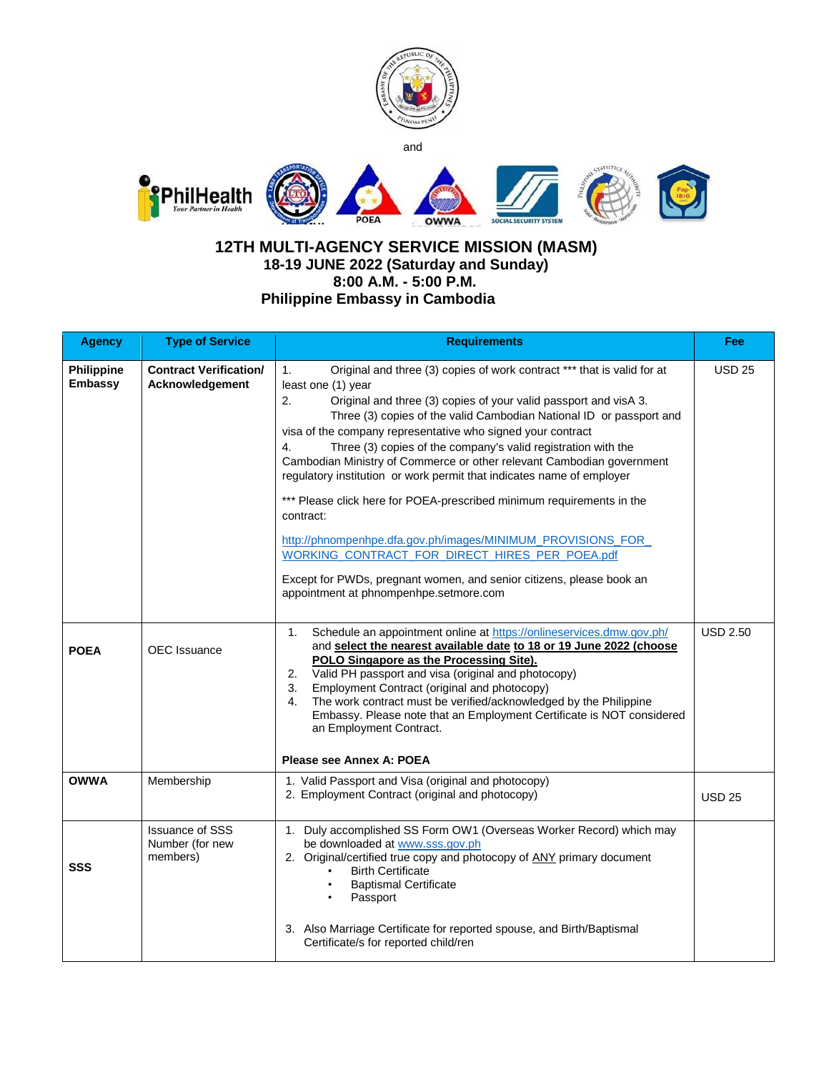and

# 12TH MULTI-AGENCY SERVICE MISSION (MASM)

**18-19 JUNE 2022 (Saturday and Sunday)**
**8:00 A.M. - 5:00 P.M.**
**Philippine Embassy in Cambodia**

| Agency | Type of Service | Requirements | Fee |
|---|---|---|---|
| **Philippine Embassy** | **Contract Verification/ Acknowledgement** | 1. Original and three (3) copies of work contract *** that is valid for at least one (1) year<br>2. Original and three (3) copies of your valid passport and visA 3. Three (3) copies of the valid Cambodian National ID or passport and visa of the company representative who signed your contract<br>4. Three (3) copies of the company's valid registration with the Cambodian Ministry of Commerce or other relevant Cambodian government regulatory institution or work permit that indicates name of employer<br><br>*** Please click here for POEA-prescribed minimum requirements in the contract:<br><br>http://phnompenhpe.dfa.gov.ph/images/MINIMUM_PROVISIONS_FOR_WORKING_CONTRACT_FOR_DIRECT_HIRES_PER_POEA.pdf<br><br>Except for PWDs, pregnant women, and senior citizens, please book an appointment at phnompenhpe.setmore.com | USD 25 |
| **POEA** | OEC Issuance | 1. Schedule an appointment online at https://onlineservices.dmw.gov.ph/ and **select the nearest available date to 18 or 19 June 2022 (choose POLO Singapore as the Processing Site).**<br>2. Valid PH passport and visa (original and photocopy)<br>3. Employment Contract (original and photocopy)<br>4. The work contract must be verified/acknowledged by the Philippine Embassy. Please note that an Employment Certificate is NOT considered an Employment Contract.<br><br>**Please see Annex A: POEA** | USD 2.50 |
| **OWWA** | Membership | 1. Valid Passport and Visa (original and photocopy)<br>2. Employment Contract (original and photocopy) | USD 25 |
| **SSS** | Issuance of SSS Number (for new members) | 1. Duly accomplished SS Form OW1 (Overseas Worker Record) which may be downloaded at www.sss.gov.ph<br>2. Original/certified true copy and photocopy of ANY primary document<br>• Birth Certificate<br>• Baptismal Certificate<br>• Passport<br><br>3. Also Marriage Certificate for reported spouse, and Birth/Baptismal Certificate/s for reported child/ren | |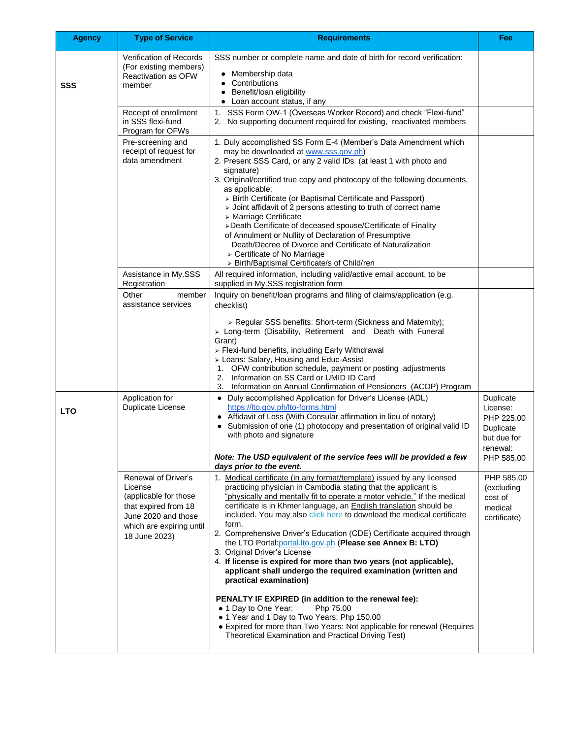| Agency | Type of Service | Requirements | Fee |
|---|---|---|---|
| **SSS** | Verification of Records (For existing members) Reactivation as OFW member | SSS number or complete name and date of birth for record verification:<br>• Membership data<br>• Contributions<br>• Benefit/loan eligibility<br>• Loan account status, if any | |
| | Receipt of enrollment in SSS flexi-fund Program for OFWs | 1. SSS Form OW-1 (Overseas Worker Record) and check "Flexi-fund"<br>2. No supporting document required for existing, reactivated members | |
| | Pre-screening and receipt of request for data amendment | 1. Duly accomplished SS Form E-4 (Member's Data Amendment which may be downloaded at www.sss.gov.ph)<br>2. Present SSS Card, or any 2 valid IDs (at least 1 with photo and signature)<br>3. Original/certified true copy and photocopy of the following documents, as applicable;<br>➢ Birth Certificate (or Baptismal Certificate and Passport)<br>➢ Joint affidavit of 2 persons attesting to truth of correct name<br>➢ Marriage Certificate<br>➢ Death Certificate of deceased spouse/Certificate of Finality of Annulment or Nullity of Declaration of Presumptive Death/Decree of Divorce and Certificate of Naturalization<br>➢ Certificate of No Marriage<br>➢ Birth/Baptismal Certificate/s of Child/ren | |
| | Assistance in My.SSS Registration | All required information, including valid/active email account, to be supplied in My.SSS registration form | |
| | Other member assistance services | Inquiry on benefit/loan programs and filing of claims/application (e.g. checklist)<br>➢ Regular SSS benefits: Short-term (Sickness and Maternity);<br>➢ Long-term (Disability, Retirement and Death with Funeral Grant)<br>➢ Flexi-fund benefits, including Early Withdrawal<br>➢ Loans: Salary, Housing and Educ-Assist<br>1. OFW contribution schedule, payment or posting adjustments<br>2. Information on SS Card or UMID ID Card<br>3. Information on Annual Confirmation of Pensioners (ACOP) Program | |
| **LTO** | Application for Duplicate License | • Duly accomplished Application for Driver's License (ADL) https://lto.gov.ph/lto-forms.html<br>• Affidavit of Loss (With Consular affirmation in lieu of notary)<br>• Submission of one (1) photocopy and presentation of original valid ID with photo and signature<br><br>***Note: The USD equivalent of the service fees will be provided a few days prior to the event.*** | Duplicate License: PHP 225.00<br>Duplicate but due for renewal: PHP 585.00 |
| | Renewal of Driver's License (applicable for those that expired from 18 June 2020 and those which are expiring until 18 June 2023) | 1. Medical certificate (in any format/template) issued by any licensed practicing physician in Cambodia stating that the applicant is "physically and mentally fit to operate a motor vehicle." If the medical certificate is in Khmer language, an English translation should be included. You may also click here to download the medical certificate form.<br>2. Comprehensive Driver's Education (CDE) Certificate acquired through the LTO Portal:portal.lto.gov.ph **(Please see Annex B: LTO)**<br>3. Original Driver's License<br>4. **If license is expired for more than two years (not applicable), applicant shall undergo the required examination (written and practical examination)**<br><br>**PENALTY IF EXPIRED (in addition to the renewal fee):**<br>• 1 Day to One Year: Php 75.00<br>• 1 Year and 1 Day to Two Years: Php 150.00<br>• Expired for more than Two Years: Not applicable for renewal (Requires Theoretical Examination and Practical Driving Test) | PHP 585.00 (excluding cost of medical certificate) |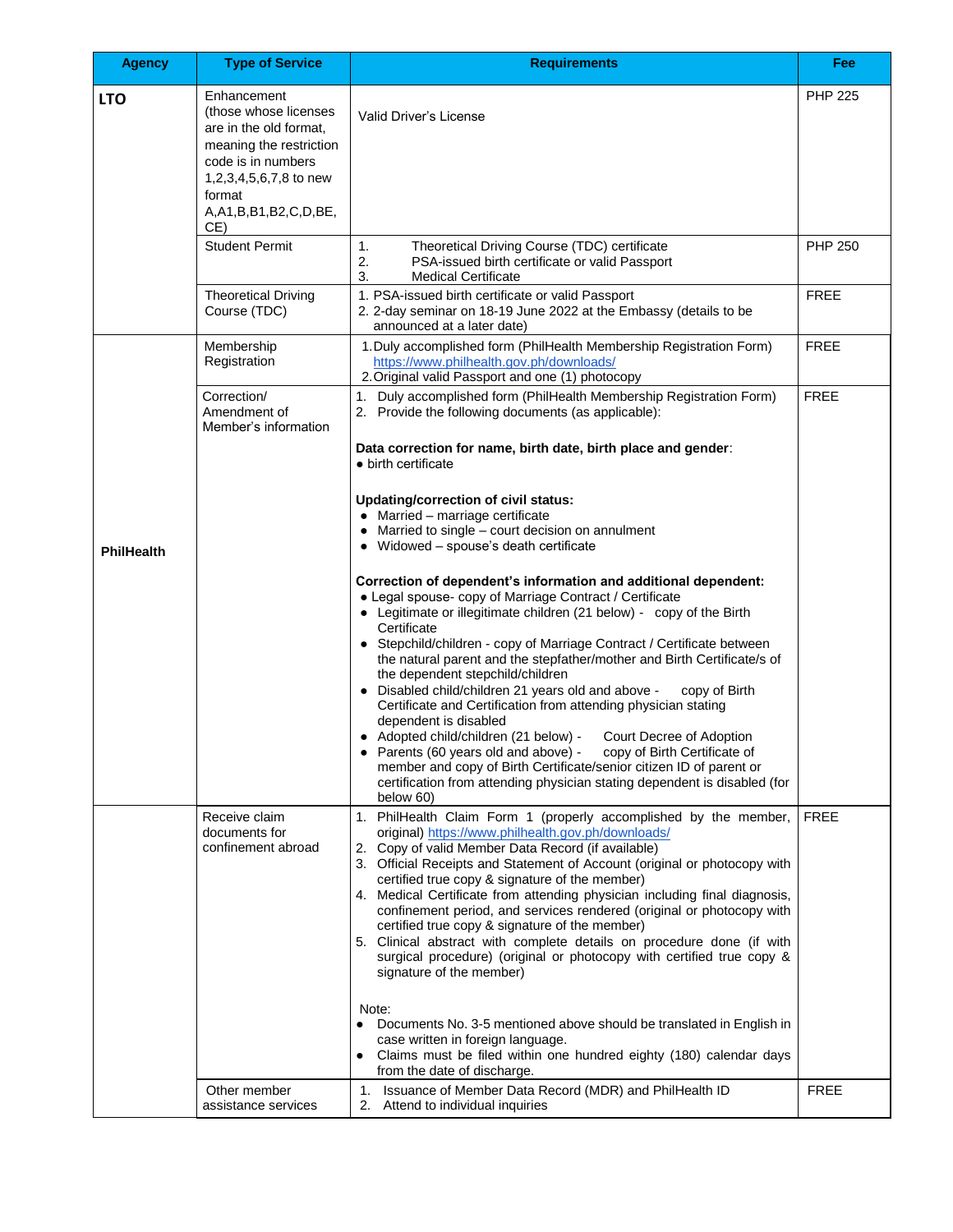| Agency | Type of Service | Requirements | Fee |
|---|---|---|---|
| **LTO** | Enhancement (those whose licenses are in the old format, meaning the restriction code is in numbers 1,2,3,4,5,6,7,8 to new format A,A1,B,B1,B2,C,D,BE, CE) | Valid Driver's License | PHP 225 |
| | Student Permit | 1. Theoretical Driving Course (TDC) certificate<br>2. PSA-issued birth certificate or valid Passport<br>3. Medical Certificate | PHP 250 |
| | Theoretical Driving Course (TDC) | 1. PSA-issued birth certificate or valid Passport<br>2. 2-day seminar on 18-19 June 2022 at the Embassy (details to be announced at a later date) | FREE |
| **PhilHealth** | Membership Registration | 1. Duly accomplished form (PhilHealth Membership Registration Form) https://www.philhealth.gov.ph/downloads/<br>2. Original valid Passport and one (1) photocopy | FREE |
| | Correction/ Amendment of Member's information | 1. Duly accomplished form (PhilHealth Membership Registration Form)<br>2. Provide the following documents (as applicable):<br><br>**Data correction for name, birth date, birth place and gender**:<br>• birth certificate<br><br>**Updating/correction of civil status:**<br>• Married – marriage certificate<br>• Married to single – court decision on annulment<br>• Widowed – spouse's death certificate<br><br>**Correction of dependent's information and additional dependent:**<br>• Legal spouse- copy of Marriage Contract / Certificate<br>• Legitimate or illegitimate children (21 below) - copy of the Birth Certificate<br>• Stepchild/children - copy of Marriage Contract / Certificate between the natural parent and the stepfather/mother and Birth Certificate/s of the dependent stepchild/children<br>• Disabled child/children 21 years old and above - copy of Birth Certificate and Certification from attending physician stating dependent is disabled<br>• Adopted child/children (21 below) - Court Decree of Adoption<br>• Parents (60 years old and above) - copy of Birth Certificate of member and copy of Birth Certificate/senior citizen ID of parent or certification from attending physician stating dependent is disabled (for below 60) | FREE |
| | Receive claim documents for confinement abroad | 1. PhilHealth Claim Form 1 (properly accomplished by the member, original) https://www.philhealth.gov.ph/downloads/<br>2. Copy of valid Member Data Record (if available)<br>3. Official Receipts and Statement of Account (original or photocopy with certified true copy & signature of the member)<br>4. Medical Certificate from attending physician including final diagnosis, confinement period, and services rendered (original or photocopy with certified true copy & signature of the member)<br>5. Clinical abstract with complete details on procedure done (if with surgical procedure) (original or photocopy with certified true copy & signature of the member)<br><br>Note:<br>• Documents No. 3-5 mentioned above should be translated in English in case written in foreign language.<br>• Claims must be filed within one hundred eighty (180) calendar days from the date of discharge. | FREE |
| | Other member assistance services | 1. Issuance of Member Data Record (MDR) and PhilHealth ID<br>2. Attend to individual inquiries | FREE |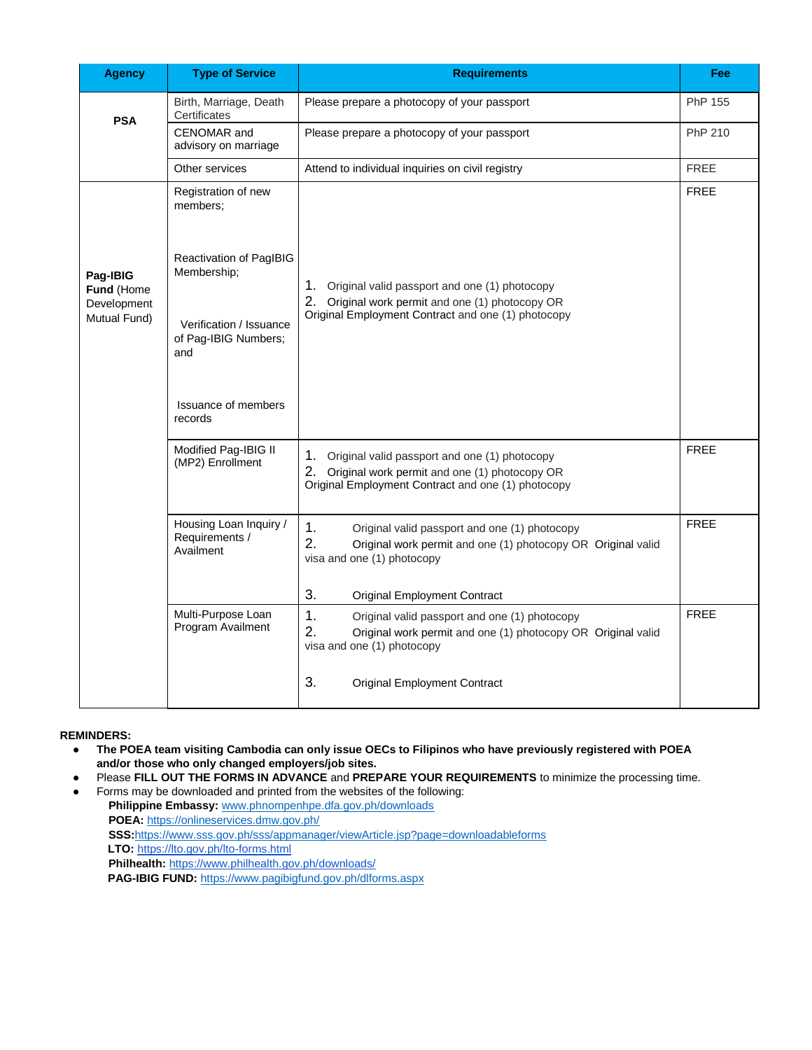| Agency | Type of Service | Requirements | Fee |
| --- | --- | --- | --- |
| **PSA** | Birth, Marriage, Death Certificates | Please prepare a photocopy of your passport | PhP 155 |
| | CENOMAR and advisory on marriage | Please prepare a photocopy of your passport | PhP 210 |
| | Other services | Attend to individual inquiries on civil registry | FREE |
| **Pag-IBIG Fund** (Home Development Mutual Fund) | Registration of new members;<br><br>Reactivation of PagIBIG Membership;<br><br>Verification / Issuance of Pag-IBIG Numbers; and<br><br>Issuance of members records | 1. Original valid passport and one (1) photocopy<br>2. Original work permit and one (1) photocopy OR Original Employment Contract and one (1) photocopy | FREE |
| | Modified Pag-IBIG II (MP2) Enrollment | 1. Original valid passport and one (1) photocopy<br>2. Original work permit and one (1) photocopy OR Original Employment Contract and one (1) photocopy | FREE |
| | Housing Loan Inquiry / Requirements / Availment | 1. Original valid passport and one (1) photocopy<br>2. Original work permit and one (1) photocopy OR Original valid visa and one (1) photocopy<br><br>3. Original Employment Contract | FREE |
| | Multi-Purpose Loan Program Availment | 1. Original valid passport and one (1) photocopy<br>2. Original work permit and one (1) photocopy OR Original valid visa and one (1) photocopy<br><br>3. Original Employment Contract | FREE |

**REMINDERS:**

- **The POEA team visiting Cambodia can only issue OECs to Filipinos who have previously registered with POEA and/or those who only changed employers/job sites.**
- Please **FILL OUT THE FORMS IN ADVANCE** and **PREPARE YOUR REQUIREMENTS** to minimize the processing time.
- Forms may be downloaded and printed from the websites of the following:
  **Philippine Embassy:** www.phnompenhpe.dfa.gov.ph/downloads
  **POEA:** https://onlineservices.dmw.gov.ph/
  **SSS:** https://www.sss.gov.ph/sss/appmanager/viewArticle.jsp?page=downloadableforms
  **LTO:** https://lto.gov.ph/lto-forms.html
  **Philhealth:** https://www.philhealth.gov.ph/downloads/
  **PAG-IBIG FUND:** https://www.pagibigfund.gov.ph/dlforms.aspx